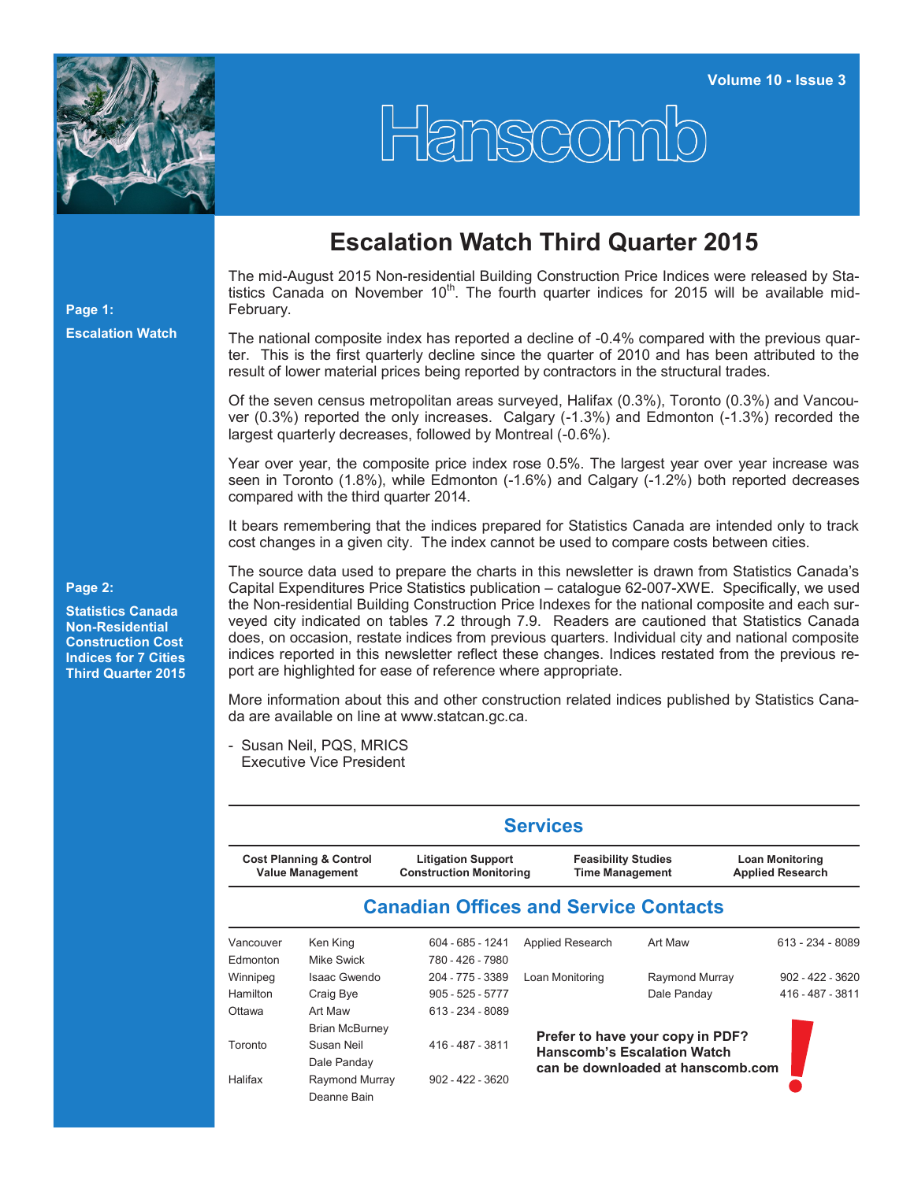# Hanscomb

Volume 10 - Issue 3

**Page 1:**

**Escalation Watch**

**Page 2:**

**Statistics Canada Non-Residential Construction Cost Indices for 7 Cities Third Quarter 2015**

## Escalation Watch Third Quarter 2015

The mid-August 2015 Non-residential Building Construction Price Indices were released by Statistics Canada on November 10th. The fourth quarter indices for 2015 will be available mid-February.

The national composite index has reported a decline of -0.4% compared with the previous quarter. This is the first quarterly decline since the quarter of 2010 and has been attributed to the result of lower material prices being reported by contractors in the structural trades.

Of the seven census metropolitan areas surveyed, Halifax (0.3%), Toronto (0.3%) and Vancouver (0.3%) reported the only increases. Calgary (-1.3%) and Edmonton (-1.3%) recorded the largest quarterly decreases, followed by Montreal (-0.6%).

Year over year, the composite price index rose 0.5%. The largest year over year increase was seen in Toronto (1.8%), while Edmonton (-1.6%) and Calgary (-1.2%) both reported decreases compared with the third quarter 2014.

It bears remembering that the indices prepared for Statistics Canada are intended only to track cost changes in a given city. The index cannot be used to compare costs between cities.

The source data used to prepare the charts in this newsletter is drawn from Statistics Canada's Capital Expenditures Price Statistics publication – catalogue 62-007-XWE. Specifically, we used the Non-residential Building Construction Price Indexes for the national composite and each surveyed city indicated on tables 7.2 through 7.9. Readers are cautioned that Statistics Canada does, on occasion, restate indices from previous quarters. Individual city and national composite indices reported in this newsletter reflect these changes. Indices restated from the previous report are highlighted for ease of reference where appropriate.

More information about this and other construction related indices published by Statistics Canada are available on line at www.statcan.gc.ca.

- Susan Neil, PQS, MRICS
  Executive Vice President

## Services

| Cost Planning & Control<br>Value Management | Litigation Support<br>Construction Monitoring | Feasibility Studies<br>Time Management | Loan Monitoring<br>Applied Research |
|---|---|---|---|

## Canadian Offices and Service Contacts

| Office | Contact | Phone |
|---|---|---|
| Vancouver | Ken King | 604 - 685 - 1241 |
| Edmonton | Mike Swick | 780 - 426 - 7980 |
| Winnipeg | Isaac Gwendo | 204 - 775 - 3389 |
| Hamilton | Craig Bye | 905 - 525 - 5777 |
| Ottawa | Art Maw | 613 - 234 - 8089 |
| Toronto | Brian McBurney<br>Susan Neil<br>Dale Panday | 416 - 487 - 3811 |
| Halifax | Raymond Murray<br>Deanne Bain | 902 - 422 - 3620 |

| Service | Contact | Phone |
|---|---|---|
| Applied Research | Art Maw | 613 - 234 - 8089 |
| Loan Monitoring | Raymond Murray | 902 - 422 - 3620 |
| | Dale Panday | 416 - 487 - 3811 |

**Prefer to have your copy in PDF? Hanscomb's Escalation Watch can be downloaded at hanscomb.com**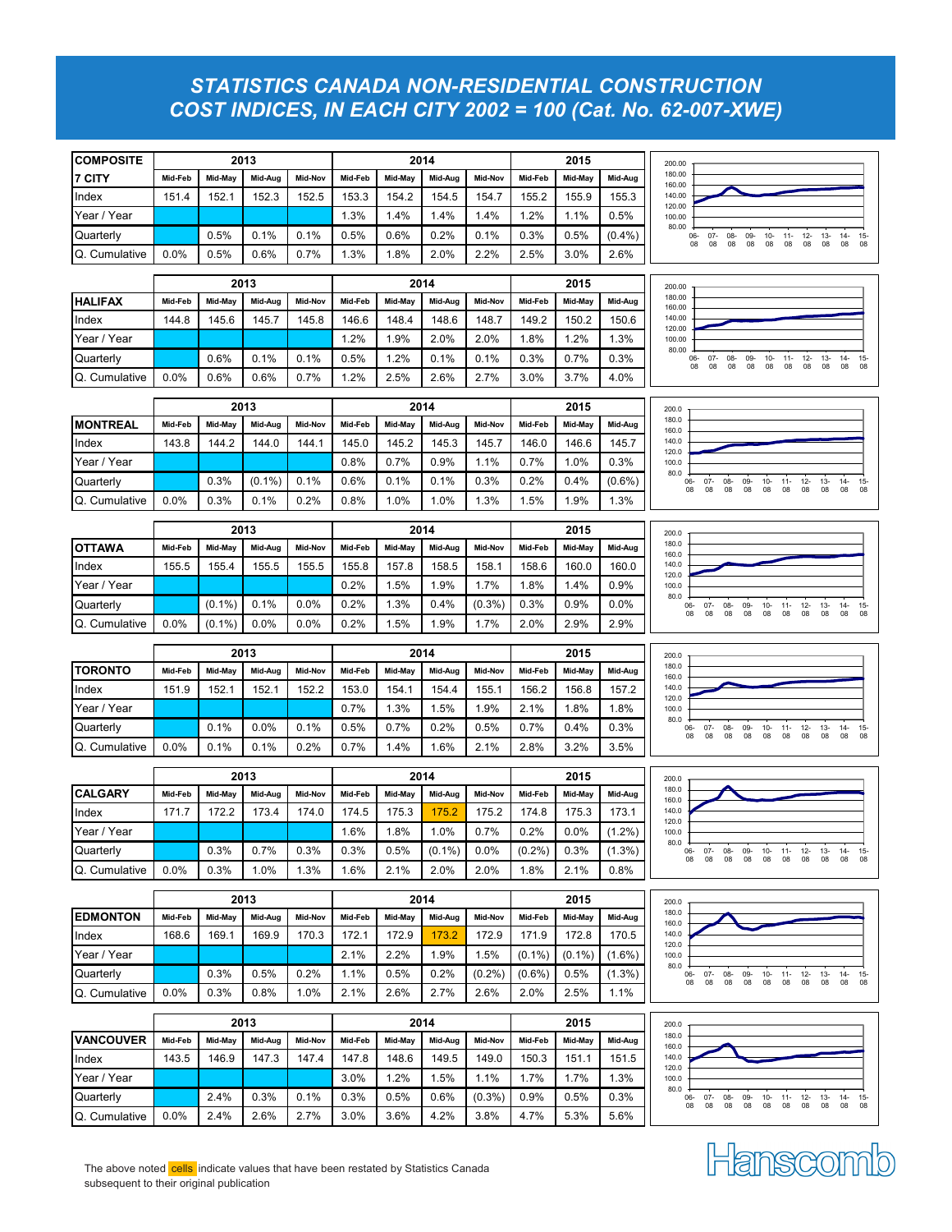# STATISTICS CANADA NON-RESIDENTIAL CONSTRUCTION COST INDICES, IN EACH CITY 2002 = 100 (Cat. No. 62-007-XWE)

| COMPOSITE | 2013 | | | | 2014 | | | | 2015 | | |
|---|---|---|---|---|---|---|---|---|---|---|---|
| 7 CITY | Mid-Feb | Mid-May | Mid-Aug | Mid-Nov | Mid-Feb | Mid-May | Mid-Aug | Mid-Nov | Mid-Feb | Mid-May | Mid-Aug |
| Index | 151.4 | 152.1 | 152.3 | 152.5 | 153.3 | 154.2 | 154.5 | 154.7 | 155.2 | 155.9 | 155.3 |
| Year / Year | | | | | 1.3% | 1.4% | 1.4% | 1.4% | 1.2% | 1.1% | 0.5% |
| Quarterly | | 0.5% | 0.1% | 0.1% | 0.5% | 0.6% | 0.2% | 0.1% | 0.3% | 0.5% | (0.4%) |
| Q. Cumulative | 0.0% | 0.5% | 0.6% | 0.7% | 1.3% | 1.8% | 2.0% | 2.2% | 2.5% | 3.0% | 2.6% |

200.00
180.00
160.00
140.00
120.00
100.00
80.00
06-08 07-08 08-08 09-08 10-08 11-08 12-08 13-08 14-08 15-08

| | 2013 | | | | 2014 | | | | 2015 | | |
|---|---|---|---|---|---|---|---|---|---|---|---|
| HALIFAX | Mid-Feb | Mid-May | Mid-Aug | Mid-Nov | Mid-Feb | Mid-May | Mid-Aug | Mid-Nov | Mid-Feb | Mid-May | Mid-Aug |
| Index | 144.8 | 145.6 | 145.7 | 145.8 | 146.6 | 148.4 | 148.6 | 148.7 | 149.2 | 150.2 | 150.6 |
| Year / Year | | | | | 1.2% | 1.9% | 2.0% | 2.0% | 1.8% | 1.2% | 1.3% |
| Quarterly | | 0.6% | 0.1% | 0.1% | 0.5% | 1.2% | 0.1% | 0.1% | 0.3% | 0.7% | 0.3% |
| Q. Cumulative | 0.0% | 0.6% | 0.6% | 0.7% | 1.2% | 2.5% | 2.6% | 2.7% | 3.0% | 3.7% | 4.0% |

200.00
180.00
160.00
140.00
120.00
100.00
80.00
06-08 07-08 08-08 09-08 10-08 11-08 12-08 13-08 14-08 15-08

| | 2013 | | | | 2014 | | | | 2015 | | |
|---|---|---|---|---|---|---|---|---|---|---|---|
| MONTREAL | Mid-Feb | Mid-May | Mid-Aug | Mid-Nov | Mid-Feb | Mid-May | Mid-Aug | Mid-Nov | Mid-Feb | Mid-May | Mid-Aug |
| Index | 143.8 | 144.2 | 144.0 | 144.1 | 145.0 | 145.2 | 145.3 | 145.7 | 146.0 | 146.6 | 145.7 |
| Year / Year | | | | | 0.8% | 0.7% | 0.9% | 1.1% | 0.7% | 1.0% | 0.3% |
| Quarterly | | 0.3% | (0.1%) | 0.1% | 0.6% | 0.1% | 0.1% | 0.3% | 0.2% | 0.4% | (0.6%) |
| Q. Cumulative | 0.0% | 0.3% | 0.1% | 0.2% | 0.8% | 1.0% | 1.0% | 1.3% | 1.5% | 1.9% | 1.3% |

200.0
180.0
160.0
140.0
120.0
100.0
80.0
06-08 07-08 08-08 09-08 10-08 11-08 12-08 13-08 14-08 15-08

| | 2013 | | | | 2014 | | | | 2015 | | |
|---|---|---|---|---|---|---|---|---|---|---|---|
| OTTAWA | Mid-Feb | Mid-May | Mid-Aug | Mid-Nov | Mid-Feb | Mid-May | Mid-Aug | Mid-Nov | Mid-Feb | Mid-May | Mid-Aug |
| Index | 155.5 | 155.4 | 155.5 | 155.5 | 155.8 | 157.8 | 158.5 | 158.1 | 158.6 | 160.0 | 160.0 |
| Year / Year | | | | | 0.2% | 1.5% | 1.9% | 1.7% | 1.8% | 1.4% | 0.9% |
| Quarterly | | (0.1%) | 0.1% | 0.0% | 0.2% | 1.3% | 0.4% | (0.3%) | 0.3% | 0.9% | 0.0% |
| Q. Cumulative | 0.0% | (0.1%) | 0.0% | 0.0% | 0.2% | 1.5% | 1.9% | 1.7% | 2.0% | 2.9% | 2.9% |

200.0
180.0
160.0
140.0
120.0
100.0
80.0
06-08 07-08 08-08 09-08 10-08 11-08 12-08 13-08 14-08 15-08

| | 2013 | | | | 2014 | | | | 2015 | | |
|---|---|---|---|---|---|---|---|---|---|---|---|
| TORONTO | Mid-Feb | Mid-May | Mid-Aug | Mid-Nov | Mid-Feb | Mid-May | Mid-Aug | Mid-Nov | Mid-Feb | Mid-May | Mid-Aug |
| Index | 151.9 | 152.1 | 152.1 | 152.2 | 153.0 | 154.1 | 154.4 | 155.1 | 156.2 | 156.8 | 157.2 |
| Year / Year | | | | | 0.7% | 1.3% | 1.5% | 1.9% | 2.1% | 1.8% | 1.8% |
| Quarterly | | 0.1% | 0.0% | 0.1% | 0.5% | 0.7% | 0.2% | 0.5% | 0.7% | 0.4% | 0.3% |
| Q. Cumulative | 0.0% | 0.1% | 0.1% | 0.2% | 0.7% | 1.4% | 1.6% | 2.1% | 2.8% | 3.2% | 3.5% |

200.0
180.0
160.0
140.0
120.0
100.0
80.0
06-08 07-08 08-08 09-08 10-08 11-08 12-08 13-08 14-08 15-08

| | 2013 | | | | 2014 | | | | 2015 | | |
|---|---|---|---|---|---|---|---|---|---|---|---|
| CALGARY | Mid-Feb | Mid-May | Mid-Aug | Mid-Nov | Mid-Feb | Mid-May | Mid-Aug | Mid-Nov | Mid-Feb | Mid-May | Mid-Aug |
| Index | 171.7 | 172.2 | 173.4 | 174.0 | 174.5 | 175.3 | 175.2 | 175.2 | 174.8 | 175.3 | 173.1 |
| Year / Year | | | | | 1.6% | 1.8% | 1.0% | 0.7% | 0.2% | 0.0% | (1.2%) |
| Quarterly | | 0.3% | 0.7% | 0.3% | 0.3% | 0.5% | (0.1%) | 0.0% | (0.2%) | 0.3% | (1.3%) |
| Q. Cumulative | 0.0% | 0.3% | 1.0% | 1.3% | 1.6% | 2.1% | 2.0% | 2.0% | 1.8% | 2.1% | 0.8% |

200.0
180.0
160.0
140.0
120.0
100.0
80.0
06-08 07-08 08-08 09-08 10-08 11-08 12-08 13-08 14-08 15-08

| | 2013 | | | | 2014 | | | | 2015 | | |
|---|---|---|---|---|---|---|---|---|---|---|---|
| EDMONTON | Mid-Feb | Mid-May | Mid-Aug | Mid-Nov | Mid-Feb | Mid-May | Mid-Aug | Mid-Nov | Mid-Feb | Mid-May | Mid-Aug |
| Index | 168.6 | 169.1 | 169.9 | 170.3 | 172.1 | 172.9 | 173.2 | 172.9 | 171.9 | 172.8 | 170.5 |
| Year / Year | | | | | 2.1% | 2.2% | 1.9% | 1.5% | (0.1%) | (0.1%) | (1.6%) |
| Quarterly | | 0.3% | 0.5% | 0.2% | 1.1% | 0.5% | 0.2% | (0.2%) | (0.6%) | 0.5% | (1.3%) |
| Q. Cumulative | 0.0% | 0.3% | 0.8% | 1.0% | 2.1% | 2.6% | 2.7% | 2.6% | 2.0% | 2.5% | 1.1% |

200.0
180.0
160.0
140.0
120.0
100.0
80.0
06-08 07-08 08-08 09-08 10-08 11-08 12-08 13-08 14-08 15-08

| | 2013 | | | | 2014 | | | | 2015 | | |
|---|---|---|---|---|---|---|---|---|---|---|---|
| VANCOUVER | Mid-Feb | Mid-May | Mid-Aug | Mid-Nov | Mid-Feb | Mid-May | Mid-Aug | Mid-Nov | Mid-Feb | Mid-May | Mid-Aug |
| Index | 143.5 | 146.9 | 147.3 | 147.4 | 147.8 | 148.6 | 149.5 | 149.0 | 150.3 | 151.1 | 151.5 |
| Year / Year | | | | | 3.0% | 1.2% | 1.5% | 1.1% | 1.7% | 1.7% | 1.3% |
| Quarterly | | 2.4% | 0.3% | 0.1% | 0.3% | 0.5% | 0.6% | (0.3%) | 0.9% | 0.5% | 0.3% |
| Q. Cumulative | 0.0% | 2.4% | 2.6% | 2.7% | 3.0% | 3.6% | 4.2% | 3.8% | 4.7% | 5.3% | 5.6% |

200.0
180.0
160.0
140.0
120.0
100.0
80.0
06-08 07-08 08-08 09-08 10-08 11-08 12-08 13-08 14-08 15-08

The above noted cells indicate values that have been restated by Statistics Canada subsequent to their original publication

Hanscomb